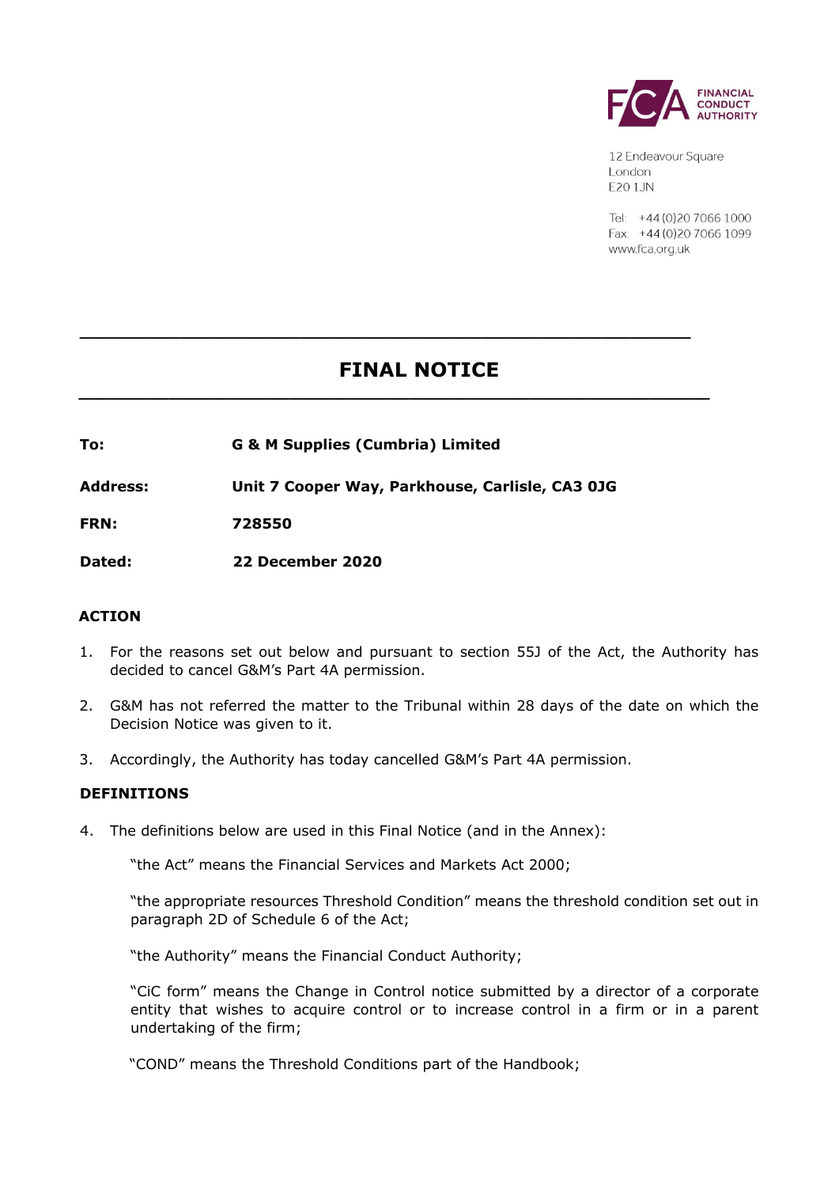12 Endeavour Square
London
E20 1JN

Tel: +44 (0)20 7066 1000
Fax: +44 (0)20 7066 1099
www.fca.org.uk

# FINAL NOTICE

**To:** **G & M Supplies (Cumbria) Limited**

**Address:** **Unit 7 Cooper Way, Parkhouse, Carlisle, CA3 0JG**

**FRN:** **728550**

**Dated:** **22 December 2020**

## ACTION

1. For the reasons set out below and pursuant to section 55J of the Act, the Authority has decided to cancel G&M's Part 4A permission.

2. G&M has not referred the matter to the Tribunal within 28 days of the date on which the Decision Notice was given to it.

3. Accordingly, the Authority has today cancelled G&M's Part 4A permission.

## DEFINITIONS

4. The definitions below are used in this Final Notice (and in the Annex):

   "the Act" means the Financial Services and Markets Act 2000;

   "the appropriate resources Threshold Condition" means the threshold condition set out in paragraph 2D of Schedule 6 of the Act;

   "the Authority" means the Financial Conduct Authority;

   "CiC form" means the Change in Control notice submitted by a director of a corporate entity that wishes to acquire control or to increase control in a firm or in a parent undertaking of the firm;

   "COND" means the Threshold Conditions part of the Handbook;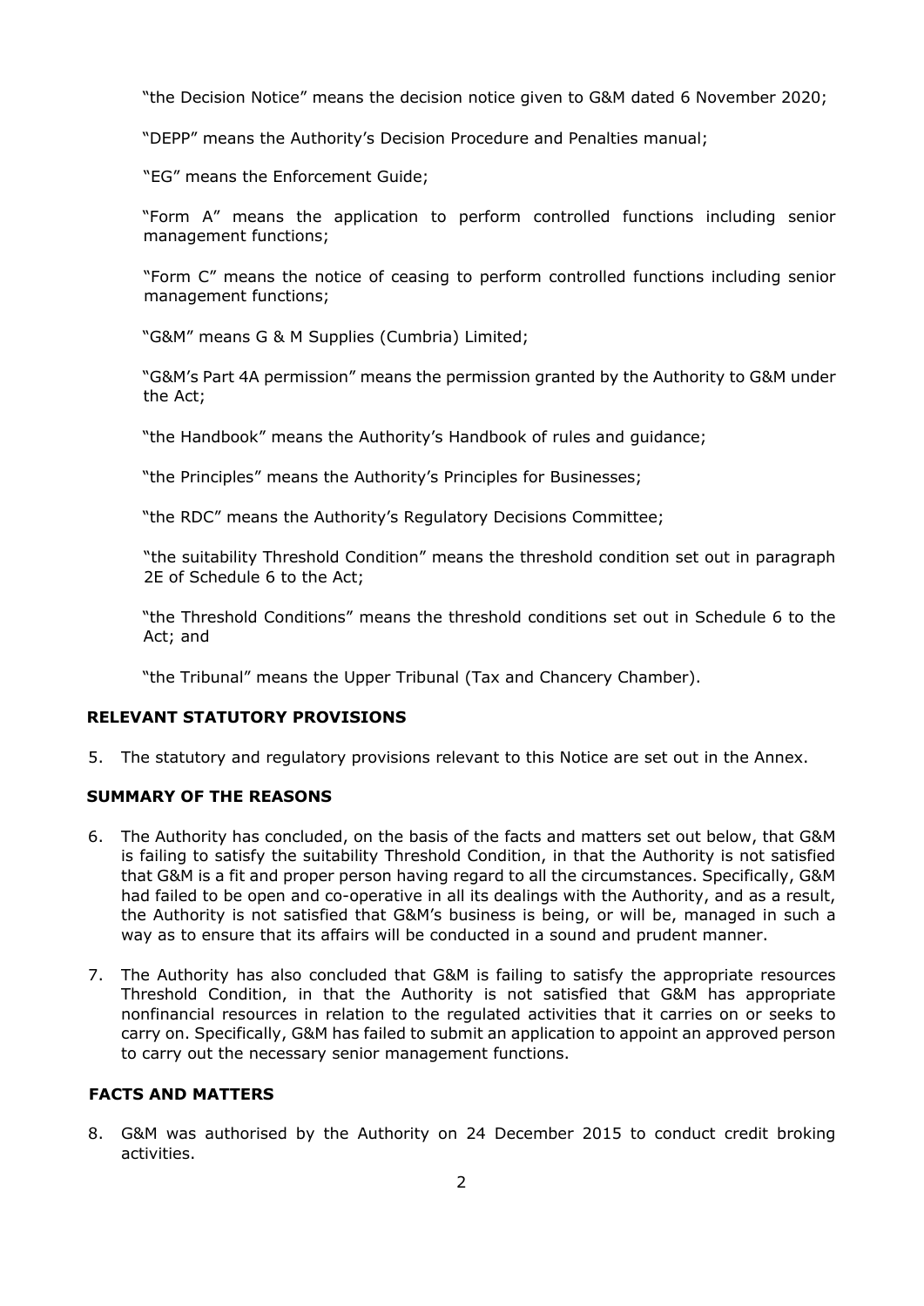"the Decision Notice" means the decision notice given to G&M dated 6 November 2020;

"DEPP" means the Authority's Decision Procedure and Penalties manual;

"EG" means the Enforcement Guide;

"Form A" means the application to perform controlled functions including senior management functions;

"Form C" means the notice of ceasing to perform controlled functions including senior management functions;

"G&M" means G & M Supplies (Cumbria) Limited;

"G&M's Part 4A permission" means the permission granted by the Authority to G&M under the Act;

"the Handbook" means the Authority's Handbook of rules and guidance;

"the Principles" means the Authority's Principles for Businesses;

"the RDC" means the Authority's Regulatory Decisions Committee;

"the suitability Threshold Condition" means the threshold condition set out in paragraph 2E of Schedule 6 to the Act;

"the Threshold Conditions" means the threshold conditions set out in Schedule 6 to the Act; and

"the Tribunal" means the Upper Tribunal (Tax and Chancery Chamber).

## RELEVANT STATUTORY PROVISIONS

5. The statutory and regulatory provisions relevant to this Notice are set out in the Annex.

## SUMMARY OF THE REASONS

6. The Authority has concluded, on the basis of the facts and matters set out below, that G&M is failing to satisfy the suitability Threshold Condition, in that the Authority is not satisfied that G&M is a fit and proper person having regard to all the circumstances. Specifically, G&M had failed to be open and co-operative in all its dealings with the Authority, and as a result, the Authority is not satisfied that G&M's business is being, or will be, managed in such a way as to ensure that its affairs will be conducted in a sound and prudent manner.

7. The Authority has also concluded that G&M is failing to satisfy the appropriate resources Threshold Condition, in that the Authority is not satisfied that G&M has appropriate nonfinancial resources in relation to the regulated activities that it carries on or seeks to carry on. Specifically, G&M has failed to submit an application to appoint an approved person to carry out the necessary senior management functions.

## FACTS AND MATTERS

8. G&M was authorised by the Authority on 24 December 2015 to conduct credit broking activities.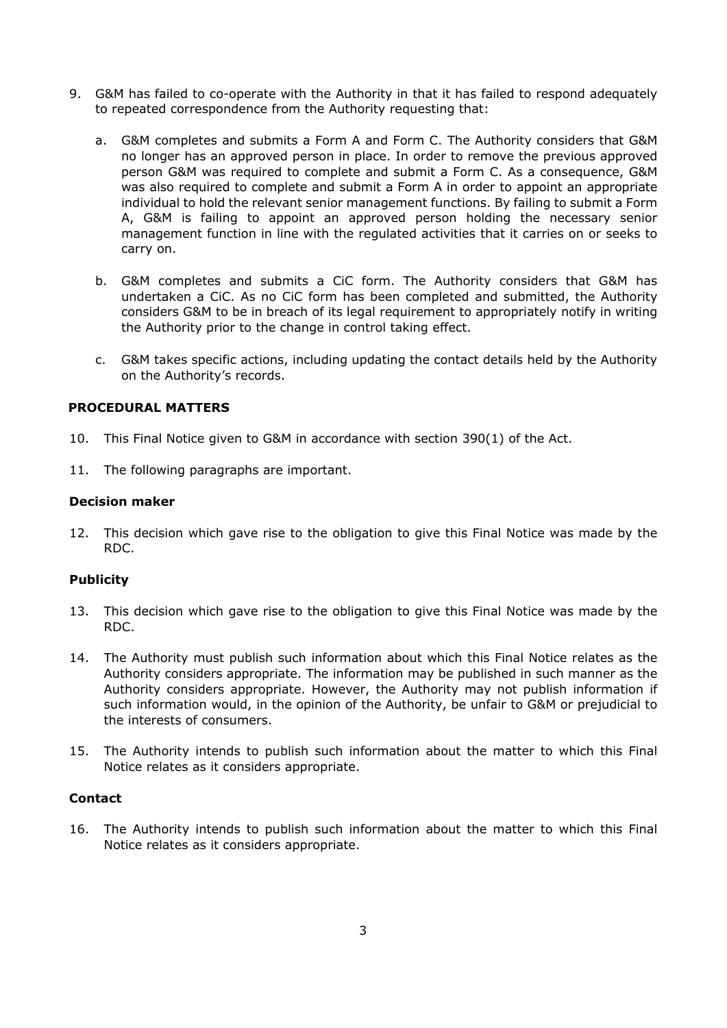9. G&M has failed to co-operate with the Authority in that it has failed to respond adequately to repeated correspondence from the Authority requesting that:

   a. G&M completes and submits a Form A and Form C. The Authority considers that G&M no longer has an approved person in place. In order to remove the previous approved person G&M was required to complete and submit a Form C. As a consequence, G&M was also required to complete and submit a Form A in order to appoint an appropriate individual to hold the relevant senior management functions. By failing to submit a Form A, G&M is failing to appoint an approved person holding the necessary senior management function in line with the regulated activities that it carries on or seeks to carry on.

   b. G&M completes and submits a CiC form. The Authority considers that G&M has undertaken a CiC. As no CiC form has been completed and submitted, the Authority considers G&M to be in breach of its legal requirement to appropriately notify in writing the Authority prior to the change in control taking effect.

   c. G&M takes specific actions, including updating the contact details held by the Authority on the Authority's records.

## PROCEDURAL MATTERS

10. This Final Notice given to G&M in accordance with section 390(1) of the Act.

11. The following paragraphs are important.

### Decision maker

12. This decision which gave rise to the obligation to give this Final Notice was made by the RDC.

### Publicity

13. This decision which gave rise to the obligation to give this Final Notice was made by the RDC.

14. The Authority must publish such information about which this Final Notice relates as the Authority considers appropriate. The information may be published in such manner as the Authority considers appropriate. However, the Authority may not publish information if such information would, in the opinion of the Authority, be unfair to G&M or prejudicial to the interests of consumers.

15. The Authority intends to publish such information about the matter to which this Final Notice relates as it considers appropriate.

### Contact

16. The Authority intends to publish such information about the matter to which this Final Notice relates as it considers appropriate.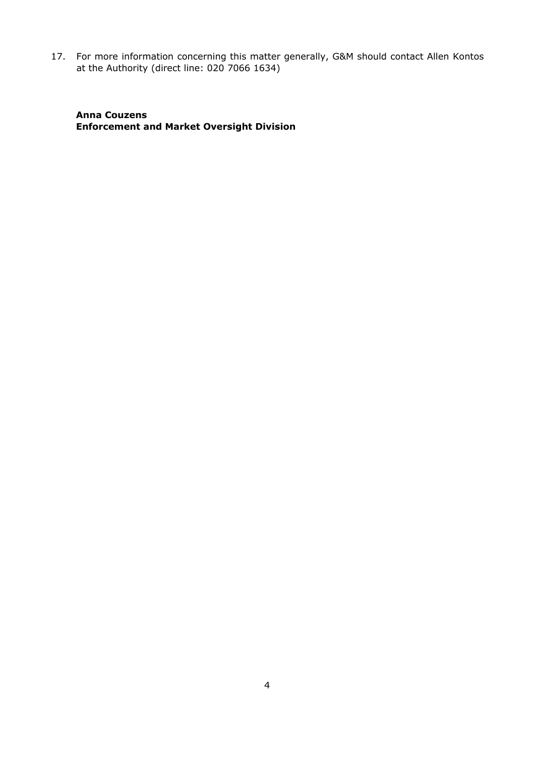17. For more information concerning this matter generally, G&M should contact Allen Kontos at the Authority (direct line: 020 7066 1634)

**Anna Couzens**
**Enforcement and Market Oversight Division**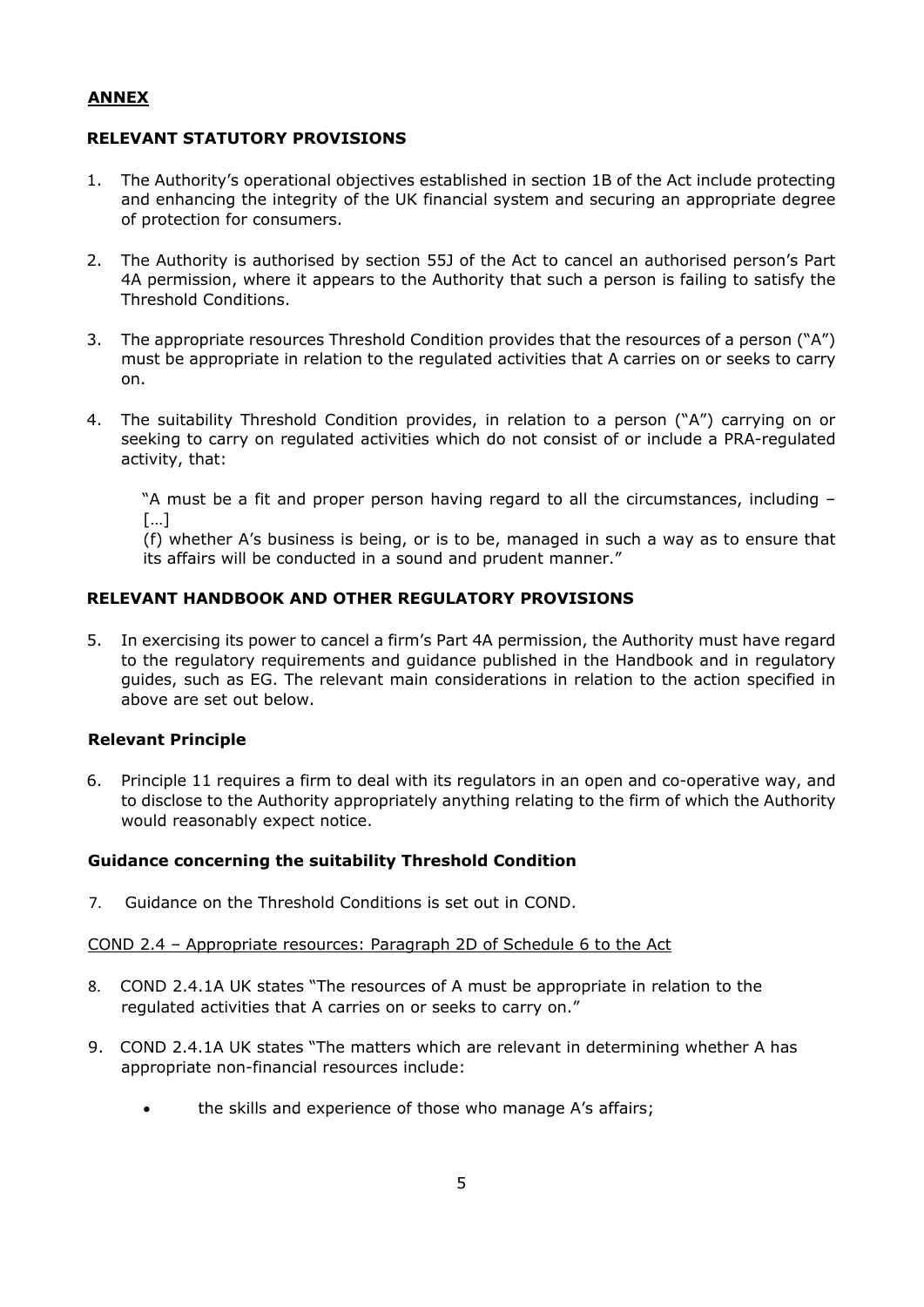## ANNEX

### RELEVANT STATUTORY PROVISIONS

1. The Authority's operational objectives established in section 1B of the Act include protecting and enhancing the integrity of the UK financial system and securing an appropriate degree of protection for consumers.

2. The Authority is authorised by section 55J of the Act to cancel an authorised person's Part 4A permission, where it appears to the Authority that such a person is failing to satisfy the Threshold Conditions.

3. The appropriate resources Threshold Condition provides that the resources of a person ("A") must be appropriate in relation to the regulated activities that A carries on or seeks to carry on.

4. The suitability Threshold Condition provides, in relation to a person ("A") carrying on or seeking to carry on regulated activities which do not consist of or include a PRA-regulated activity, that:

   "A must be a fit and proper person having regard to all the circumstances, including –
   […]
   (f) whether A's business is being, or is to be, managed in such a way as to ensure that its affairs will be conducted in a sound and prudent manner."

### RELEVANT HANDBOOK AND OTHER REGULATORY PROVISIONS

5. In exercising its power to cancel a firm's Part 4A permission, the Authority must have regard to the regulatory requirements and guidance published in the Handbook and in regulatory guides, such as EG. The relevant main considerations in relation to the action specified in above are set out below.

#### Relevant Principle

6. Principle 11 requires a firm to deal with its regulators in an open and co-operative way, and to disclose to the Authority appropriately anything relating to the firm of which the Authority would reasonably expect notice.

#### Guidance concerning the suitability Threshold Condition

7. Guidance on the Threshold Conditions is set out in COND.

COND 2.4 – Appropriate resources: Paragraph 2D of Schedule 6 to the Act

8. COND 2.4.1A UK states "The resources of A must be appropriate in relation to the regulated activities that A carries on or seeks to carry on."

9. COND 2.4.1A UK states "The matters which are relevant in determining whether A has appropriate non-financial resources include:

   - the skills and experience of those who manage A's affairs;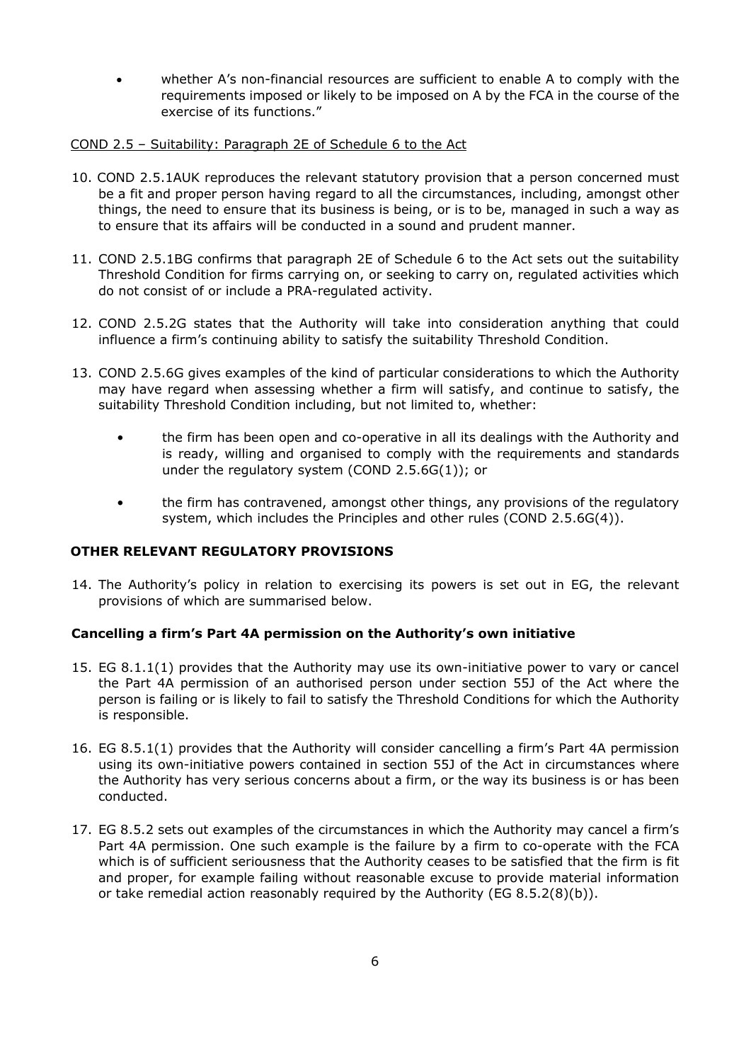- whether A's non-financial resources are sufficient to enable A to comply with the requirements imposed or likely to be imposed on A by the FCA in the course of the exercise of its functions."

COND 2.5 – Suitability: Paragraph 2E of Schedule 6 to the Act

10. COND 2.5.1AUK reproduces the relevant statutory provision that a person concerned must be a fit and proper person having regard to all the circumstances, including, amongst other things, the need to ensure that its business is being, or is to be, managed in such a way as to ensure that its affairs will be conducted in a sound and prudent manner.

11. COND 2.5.1BG confirms that paragraph 2E of Schedule 6 to the Act sets out the suitability Threshold Condition for firms carrying on, or seeking to carry on, regulated activities which do not consist of or include a PRA-regulated activity.

12. COND 2.5.2G states that the Authority will take into consideration anything that could influence a firm's continuing ability to satisfy the suitability Threshold Condition.

13. COND 2.5.6G gives examples of the kind of particular considerations to which the Authority may have regard when assessing whether a firm will satisfy, and continue to satisfy, the suitability Threshold Condition including, but not limited to, whether:

    - the firm has been open and co-operative in all its dealings with the Authority and is ready, willing and organised to comply with the requirements and standards under the regulatory system (COND 2.5.6G(1)); or

    - the firm has contravened, amongst other things, any provisions of the regulatory system, which includes the Principles and other rules (COND 2.5.6G(4)).

**OTHER RELEVANT REGULATORY PROVISIONS**

14. The Authority's policy in relation to exercising its powers is set out in EG, the relevant provisions of which are summarised below.

**Cancelling a firm's Part 4A permission on the Authority's own initiative**

15. EG 8.1.1(1) provides that the Authority may use its own-initiative power to vary or cancel the Part 4A permission of an authorised person under section 55J of the Act where the person is failing or is likely to fail to satisfy the Threshold Conditions for which the Authority is responsible.

16. EG 8.5.1(1) provides that the Authority will consider cancelling a firm's Part 4A permission using its own-initiative powers contained in section 55J of the Act in circumstances where the Authority has very serious concerns about a firm, or the way its business is or has been conducted.

17. EG 8.5.2 sets out examples of the circumstances in which the Authority may cancel a firm's Part 4A permission. One such example is the failure by a firm to co-operate with the FCA which is of sufficient seriousness that the Authority ceases to be satisfied that the firm is fit and proper, for example failing without reasonable excuse to provide material information or take remedial action reasonably required by the Authority (EG 8.5.2(8)(b)).